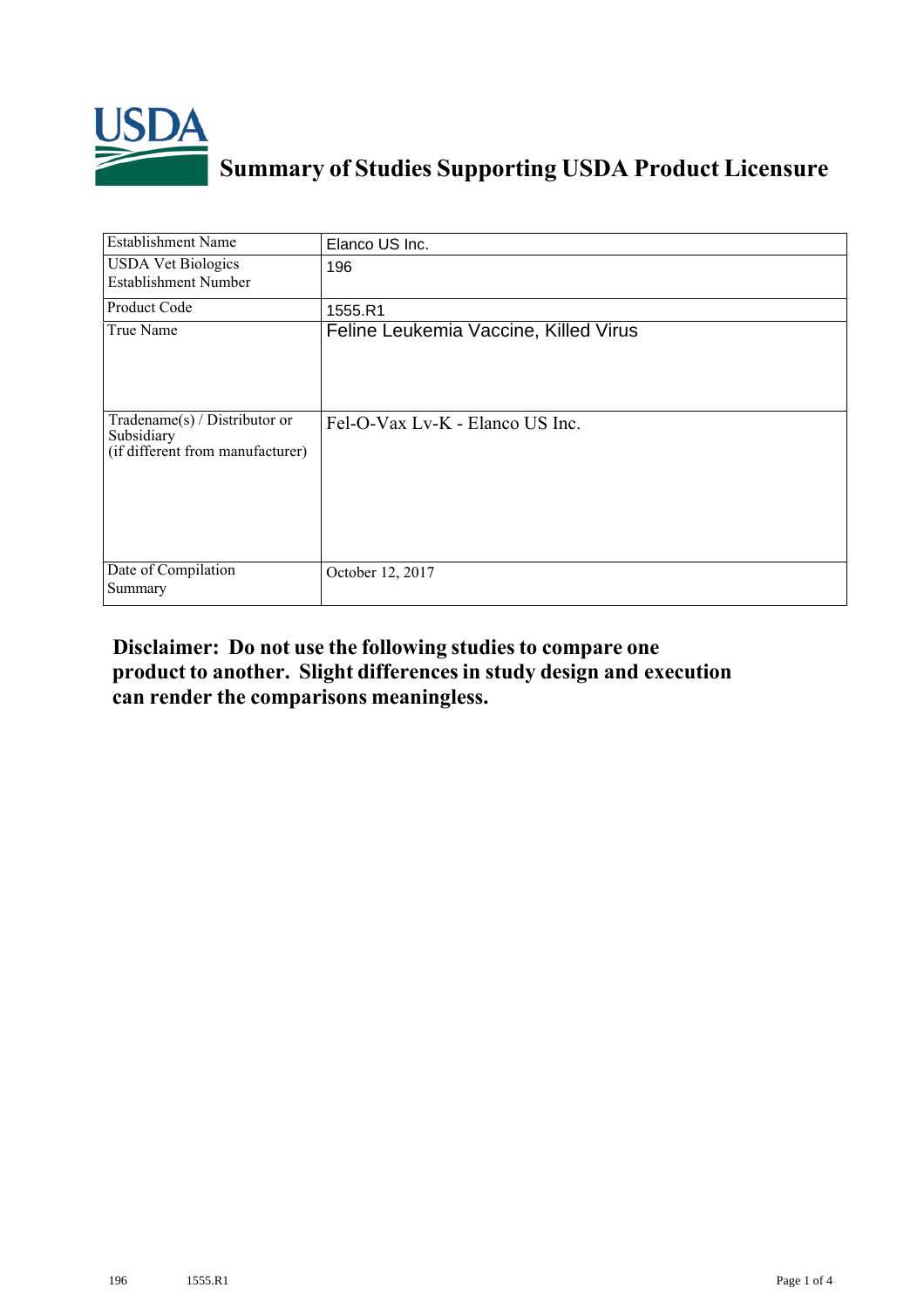# Summary of Studies Supporting USDA Product Licensure

| | |
|---|---|
| Establishment Name | Elanco US Inc. |
| USDA Vet Biologics Establishment Number | 196 |
| Product Code | 1555.R1 |
| True Name | Feline Leukemia Vaccine, Killed Virus |
| Tradename(s) / Distributor or Subsidiary (if different from manufacturer) | Fel-O-Vax Lv-K - Elanco US Inc. |
| Date of Compilation Summary | October 12, 2017 |

**Disclaimer: Do not use the following studies to compare one product to another. Slight differences in study design and execution can render the comparisons meaningless.**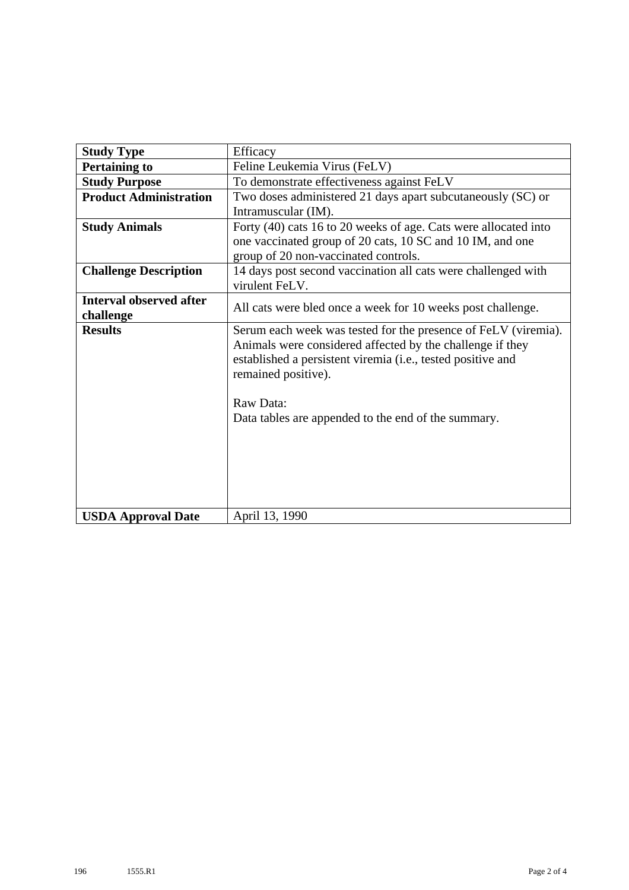| Study Type | Efficacy |
|---|---|
| **Pertaining to** | Feline Leukemia Virus (FeLV) |
| **Study Purpose** | To demonstrate effectiveness against FeLV |
| **Product Administration** | Two doses administered 21 days apart subcutaneously (SC) or Intramuscular (IM). |
| **Study Animals** | Forty (40) cats 16 to 20 weeks of age. Cats were allocated into one vaccinated group of 20 cats, 10 SC and 10 IM, and one group of 20 non-vaccinated controls. |
| **Challenge Description** | 14 days post second vaccination all cats were challenged with virulent FeLV. |
| **Interval observed after challenge** | All cats were bled once a week for 10 weeks post challenge. |
| **Results** | Serum each week was tested for the presence of FeLV (viremia). Animals were considered affected by the challenge if they established a persistent viremia (i.e., tested positive and remained positive).<br><br>Raw Data:<br>Data tables are appended to the end of the summary. |
| **USDA Approval Date** | April 13, 1990 |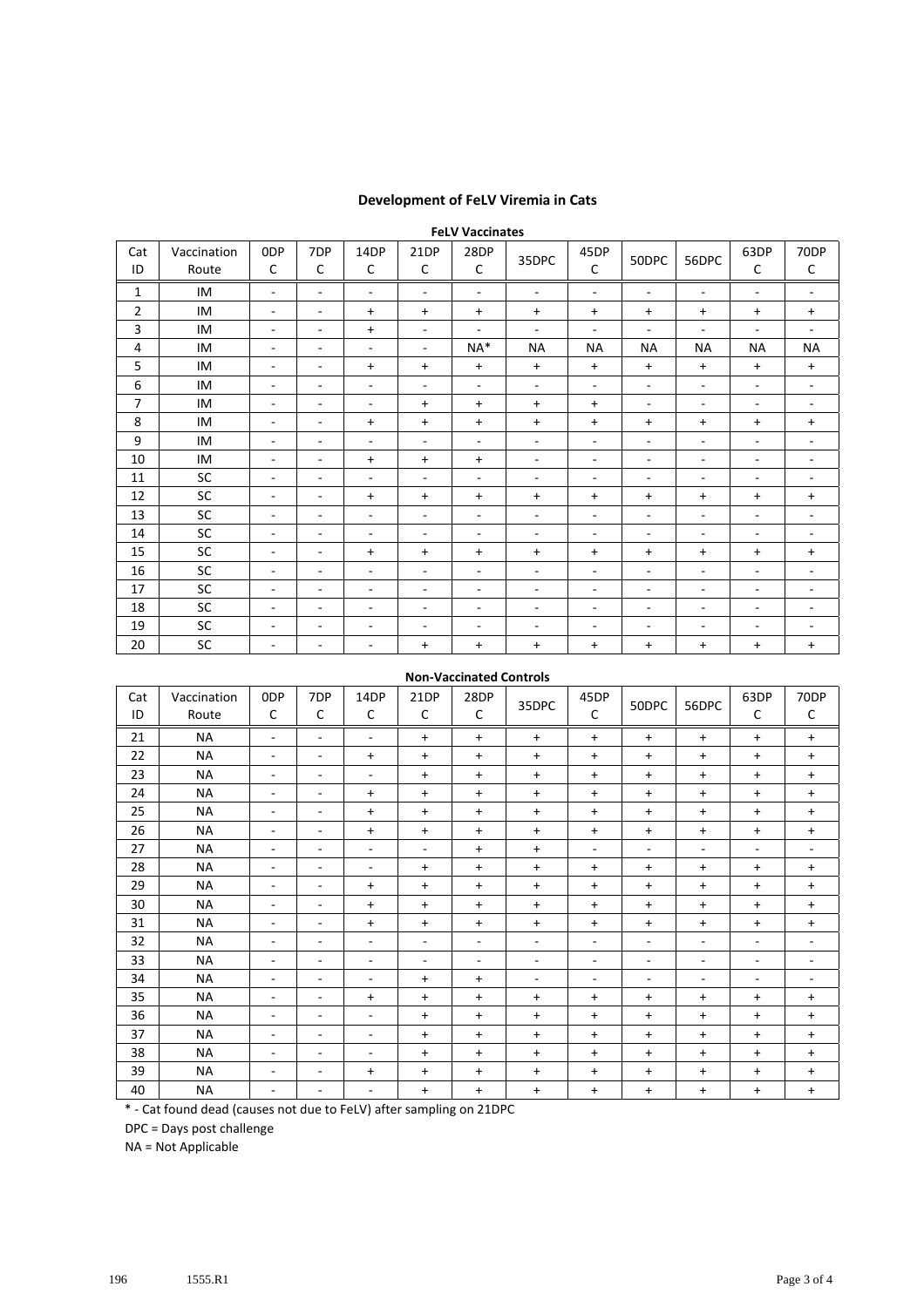## Development of FeLV Viremia in Cats

**FeLV Vaccinates**

| Cat ID | Vaccination Route | 0DPC | 7DPC | 14DPC | 21DPC | 28DPC | 35DPC | 45DPC | 50DPC | 56DPC | 63DPC | 70DPC |
|---|---|---|---|---|---|---|---|---|---|---|---|---|
| 1 | IM | - | - | - | - | - | - | - | - | - | - | - |
| 2 | IM | - | - | + | + | + | + | + | + | + | + | + |
| 3 | IM | - | - | + | - | - | - | - | - | - | - | - |
| 4 | IM | - | - | - | - | NA* | NA | NA | NA | NA | NA | NA |
| 5 | IM | - | - | + | + | + | + | + | + | + | + | + |
| 6 | IM | - | - | - | - | - | - | - | - | - | - | - |
| 7 | IM | - | - | - | + | + | + | + | - | - | - | - |
| 8 | IM | - | - | + | + | + | + | + | + | + | + | + |
| 9 | IM | - | - | - | - | - | - | - | - | - | - | - |
| 10 | IM | - | - | + | + | + | - | - | - | - | - | - |
| 11 | SC | - | - | - | - | - | - | - | - | - | - | - |
| 12 | SC | - | - | + | + | + | + | + | + | + | + | + |
| 13 | SC | - | - | - | - | - | - | - | - | - | - | - |
| 14 | SC | - | - | - | - | - | - | - | - | - | - | - |
| 15 | SC | - | - | + | + | + | + | + | + | + | + | + |
| 16 | SC | - | - | - | - | - | - | - | - | - | - | - |
| 17 | SC | - | - | - | - | - | - | - | - | - | - | - |
| 18 | SC | - | - | - | - | - | - | - | - | - | - | - |
| 19 | SC | - | - | - | - | - | - | - | - | - | - | - |
| 20 | SC | - | - | - | + | + | + | + | + | + | + | + |

**Non-Vaccinated Controls**

| Cat ID | Vaccination Route | 0DPC | 7DPC | 14DPC | 21DPC | 28DPC | 35DPC | 45DPC | 50DPC | 56DPC | 63DPC | 70DPC |
|---|---|---|---|---|---|---|---|---|---|---|---|---|
| 21 | NA | - | - | - | + | + | + | + | + | + | + | + |
| 22 | NA | - | - | + | + | + | + | + | + | + | + | + |
| 23 | NA | - | - | - | + | + | + | + | + | + | + | + |
| 24 | NA | - | - | + | + | + | + | + | + | + | + | + |
| 25 | NA | - | - | + | + | + | + | + | + | + | + | + |
| 26 | NA | - | - | + | + | + | + | + | + | + | + | + |
| 27 | NA | - | - | - | - | + | + | - | - | - | - | - |
| 28 | NA | - | - | - | + | + | + | + | + | + | + | + |
| 29 | NA | - | - | + | + | + | + | + | + | + | + | + |
| 30 | NA | - | - | + | + | + | + | + | + | + | + | + |
| 31 | NA | - | - | + | + | + | + | + | + | + | + | + |
| 32 | NA | - | - | - | - | - | - | - | - | - | - | - |
| 33 | NA | - | - | - | - | - | - | - | - | - | - | - |
| 34 | NA | - | - | - | + | + | - | - | - | - | - | - |
| 35 | NA | - | - | + | + | + | + | + | + | + | + | + |
| 36 | NA | - | - | - | + | + | + | + | + | + | + | + |
| 37 | NA | - | - | - | + | + | + | + | + | + | + | + |
| 38 | NA | - | - | - | + | + | + | + | + | + | + | + |
| 39 | NA | - | - | + | + | + | + | + | + | + | + | + |
| 40 | NA | - | - | - | + | + | + | + | + | + | + | + |

* - Cat found dead (causes not due to FeLV) after sampling on 21DPC

DPC = Days post challenge

NA = Not Applicable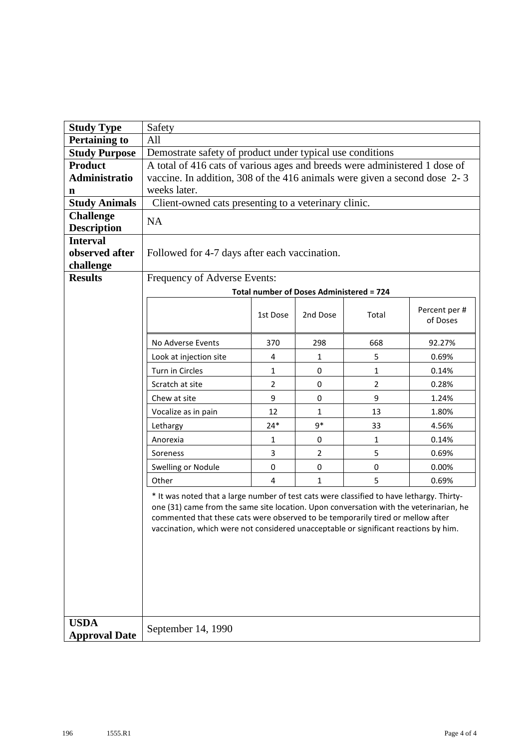| | |
|---|---|
| **Study Type** | Safety |
| **Pertaining to** | All |
| **Study Purpose** | Demostrate safety of product under typical use conditions |
| **Product Administration** | A total of 416 cats of various ages and breeds were administered 1 dose of vaccine. In addition, 308 of the 416 animals were given a second dose 2- 3 weeks later. |
| **Study Animals** | Client-owned cats presenting to a veterinary clinic. |
| **Challenge Description** | NA |
| **Interval observed after challenge** | Followed for 4-7 days after each vaccination. |
| **Results** | Frequency of Adverse Events: (see table below) |
| **USDA Approval Date** | September 14, 1990 |

Frequency of Adverse Events:

**Total number of Doses Administered = 724**

| | 1st Dose | 2nd Dose | Total | Percent per # of Doses |
|---|---|---|---|---|
| No Adverse Events | 370 | 298 | 668 | 92.27% |
| Look at injection site | 4 | 1 | 5 | 0.69% |
| Turn in Circles | 1 | 0 | 1 | 0.14% |
| Scratch at site | 2 | 0 | 2 | 0.28% |
| Chew at site | 9 | 0 | 9 | 1.24% |
| Vocalize as in pain | 12 | 1 | 13 | 1.80% |
| Lethargy | 24* | 9* | 33 | 4.56% |
| Anorexia | 1 | 0 | 1 | 0.14% |
| Soreness | 3 | 2 | 5 | 0.69% |
| Swelling or Nodule | 0 | 0 | 0 | 0.00% |
| Other | 4 | 1 | 5 | 0.69% |

* It was noted that a large number of test cats were classified to have lethargy. Thirty-one (31) came from the same site location. Upon conversation with the veterinarian, he commented that these cats were observed to be temporarily tired or mellow after vaccination, which were not considered unacceptable or significant reactions by him.

196 1555.R1